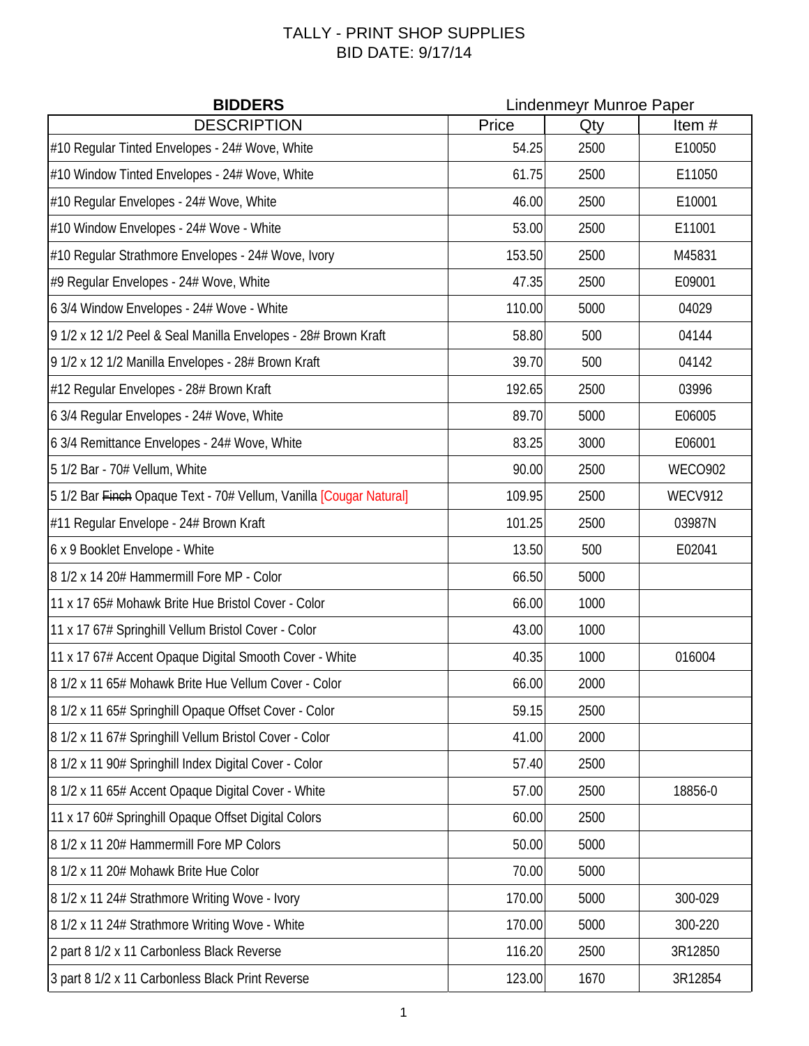# TALLY - PRINT SHOP SUPPLIES
## BID DATE: 9/17/14

| BIDDERS | Lindenmeyr Munroe Paper | | |
|---|---|---|---|
| DESCRIPTION | Price | Qty | Item # |
| #10 Regular Tinted Envelopes - 24# Wove, White | 54.25 | 2500 | E10050 |
| #10 Window Tinted Envelopes - 24# Wove, White | 61.75 | 2500 | E11050 |
| #10 Regular Envelopes - 24# Wove, White | 46.00 | 2500 | E10001 |
| #10 Window Envelopes - 24# Wove - White | 53.00 | 2500 | E11001 |
| #10 Regular Strathmore Envelopes - 24# Wove, Ivory | 153.50 | 2500 | M45831 |
| #9 Regular Envelopes - 24# Wove, White | 47.35 | 2500 | E09001 |
| 6 3/4 Window Envelopes - 24# Wove - White | 110.00 | 5000 | 04029 |
| 9 1/2 x 12 1/2 Peel & Seal Manilla Envelopes - 28# Brown Kraft | 58.80 | 500 | 04144 |
| 9 1/2 x 12 1/2 Manilla Envelopes - 28# Brown Kraft | 39.70 | 500 | 04142 |
| #12 Regular Envelopes - 28# Brown Kraft | 192.65 | 2500 | 03996 |
| 6 3/4 Regular Envelopes - 24# Wove, White | 89.70 | 5000 | E06005 |
| 6 3/4 Remittance Envelopes - 24# Wove, White | 83.25 | 3000 | E06001 |
| 5 1/2 Bar - 70# Vellum, White | 90.00 | 2500 | WECO902 |
| 5 1/2 Bar ~~Finch~~ Opaque Text - 70# Vellum, Vanilla [Cougar Natural] | 109.95 | 2500 | WECV912 |
| #11 Regular Envelope - 24# Brown Kraft | 101.25 | 2500 | 03987N |
| 6 x 9 Booklet Envelope - White | 13.50 | 500 | E02041 |
| 8 1/2 x 14 20# Hammermill Fore MP - Color | 66.50 | 5000 | |
| 11 x 17 65# Mohawk Brite Hue Bristol Cover - Color | 66.00 | 1000 | |
| 11 x 17 67# Springhill Vellum Bristol Cover - Color | 43.00 | 1000 | |
| 11 x 17 67# Accent Opaque Digital Smooth Cover - White | 40.35 | 1000 | 016004 |
| 8 1/2 x 11 65# Mohawk Brite Hue Vellum Cover - Color | 66.00 | 2000 | |
| 8 1/2 x 11 65# Springhill Opaque Offset Cover - Color | 59.15 | 2500 | |
| 8 1/2 x 11 67# Springhill Vellum Bristol Cover - Color | 41.00 | 2000 | |
| 8 1/2 x 11 90# Springhill Index Digital Cover - Color | 57.40 | 2500 | |
| 8 1/2 x 11 65# Accent Opaque Digital Cover - White | 57.00 | 2500 | 18856-0 |
| 11 x 17 60# Springhill Opaque Offset Digital Colors | 60.00 | 2500 | |
| 8 1/2 x 11 20# Hammermill Fore MP Colors | 50.00 | 5000 | |
| 8 1/2 x 11 20# Mohawk Brite Hue Color | 70.00 | 5000 | |
| 8 1/2 x 11 24# Strathmore Writing Wove - Ivory | 170.00 | 5000 | 300-029 |
| 8 1/2 x 11 24# Strathmore Writing Wove - White | 170.00 | 5000 | 300-220 |
| 2 part 8 1/2 x 11 Carbonless Black Reverse | 116.20 | 2500 | 3R12850 |
| 3 part 8 1/2 x 11 Carbonless Black Print Reverse | 123.00 | 1670 | 3R12854 |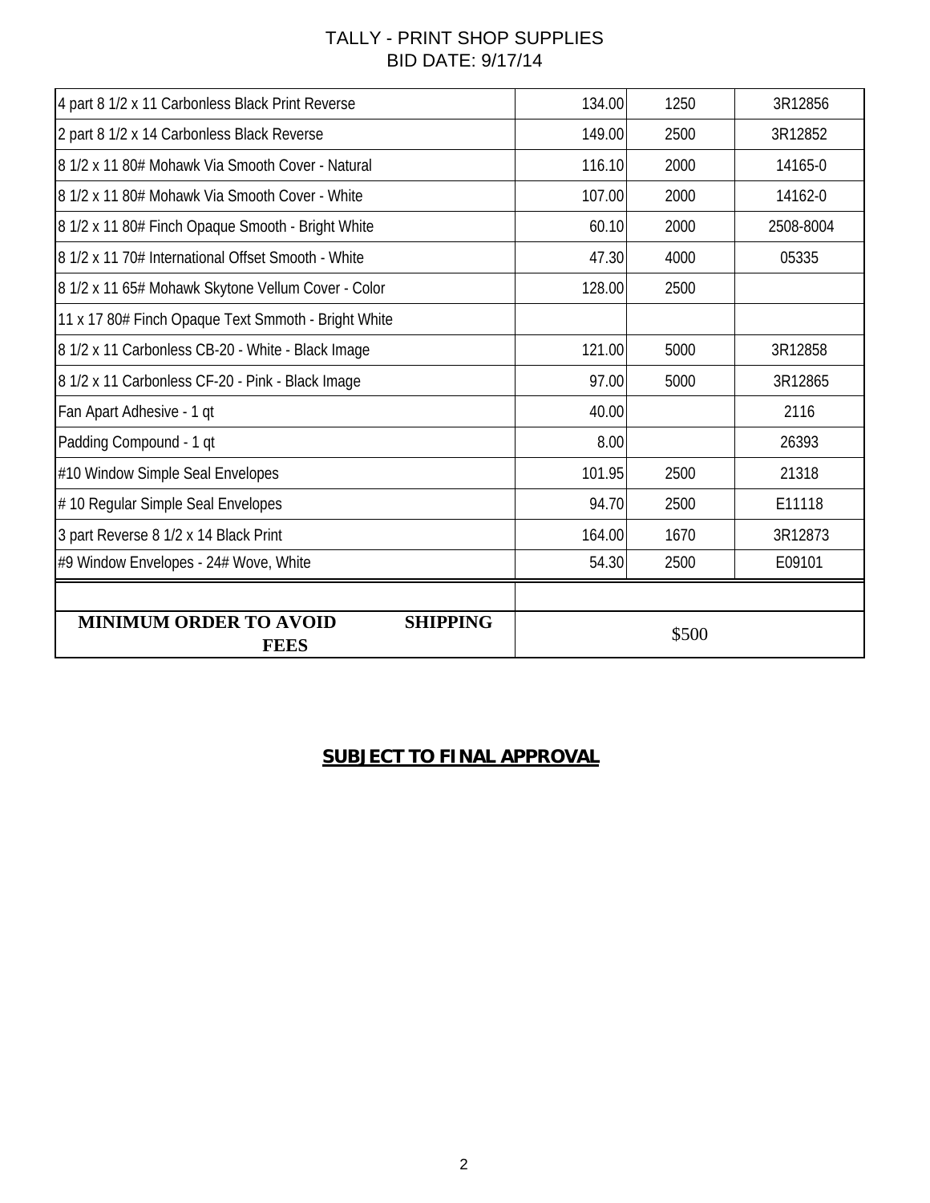TALLY - PRINT SHOP SUPPLIES
BID DATE: 9/17/14

| | | | |
|---|---|---|---|
| 4 part 8 1/2 x 11 Carbonless Black Print Reverse | 134.00 | 1250 | 3R12856 |
| 2 part 8 1/2 x 14 Carbonless Black Reverse | 149.00 | 2500 | 3R12852 |
| 8 1/2 x 11 80# Mohawk Via Smooth Cover - Natural | 116.10 | 2000 | 14165-0 |
| 8 1/2 x 11 80# Mohawk Via Smooth Cover - White | 107.00 | 2000 | 14162-0 |
| 8 1/2 x 11 80# Finch Opaque Smooth - Bright White | 60.10 | 2000 | 2508-8004 |
| 8 1/2 x 11 70# International Offset Smooth - White | 47.30 | 4000 | 05335 |
| 8 1/2 x 11 65# Mohawk Skytone Vellum Cover - Color | 128.00 | 2500 | |
| 11 x 17 80# Finch Opaque Text Smmoth - Bright White | | | |
| 8 1/2 x 11 Carbonless CB-20 - White - Black Image | 121.00 | 5000 | 3R12858 |
| 8 1/2 x 11 Carbonless CF-20 - Pink - Black Image | 97.00 | 5000 | 3R12865 |
| Fan Apart Adhesive - 1 qt | 40.00 | | 2116 |
| Padding Compound - 1 qt | 8.00 | | 26393 |
| #10 Window Simple Seal Envelopes | 101.95 | 2500 | 21318 |
| # 10 Regular Simple Seal Envelopes | 94.70 | 2500 | E11118 |
| 3 part Reverse 8 1/2 x 14 Black Print | 164.00 | 1670 | 3R12873 |
| #9 Window Envelopes - 24# Wove, White | 54.30 | 2500 | E09101 |
| | | | |
| **MINIMUM ORDER TO AVOID SHIPPING FEES** | $500 | | |

**SUBJECT TO FINAL APPROVAL**